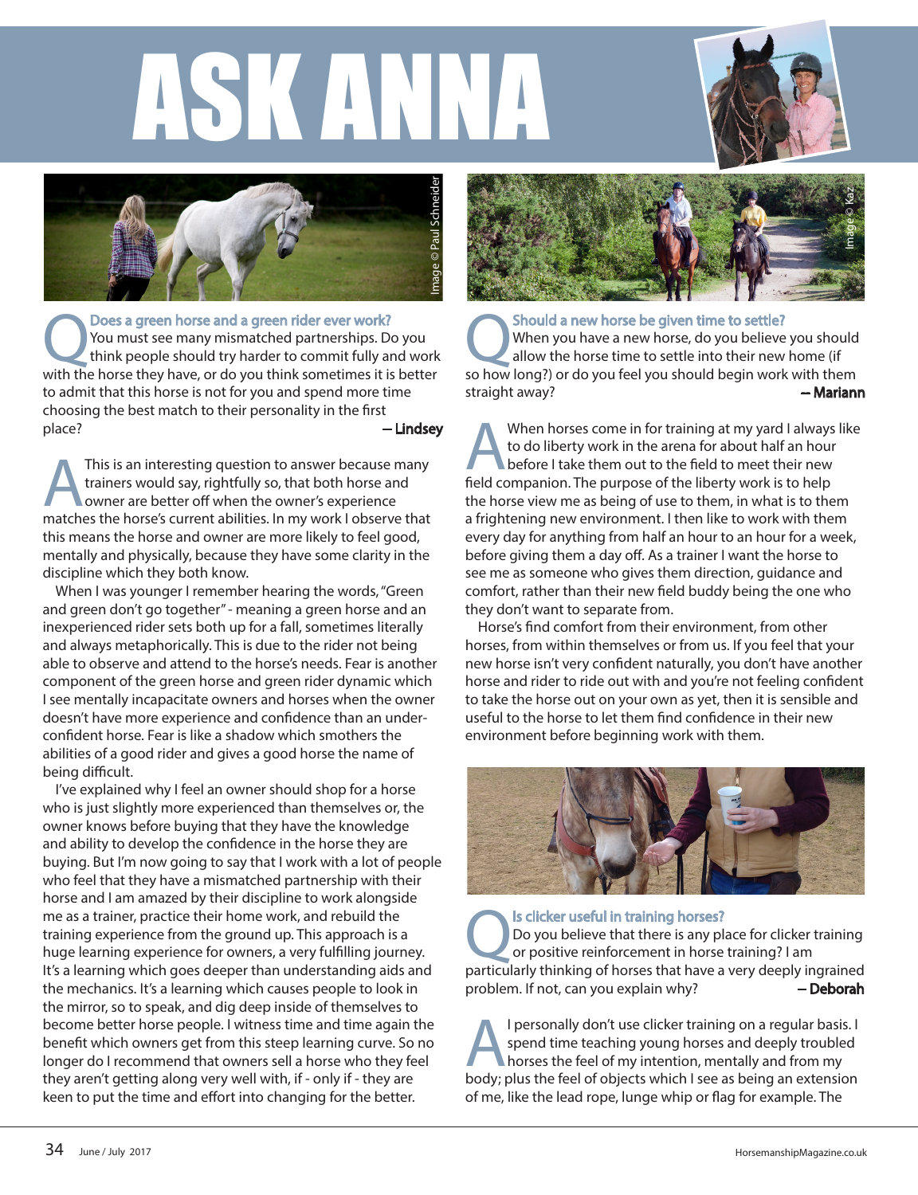# ASK ANNA

Image © Paul Schneider

## Does a green horse and a green rider ever work?

**Q** You must see many mismatched partnerships. Do you think people should try harder to commit fully and work with the horse they have, or do you think sometimes it is better to admit that this horse is not for you and spend more time choosing the best match to their personality in the first place? **– Lindsey**

**A** This is an interesting question to answer because many trainers would say, rightfully so, that both horse and owner are better off when the owner's experience matches the horse's current abilities. In my work I observe that this means the horse and owner are more likely to feel good, mentally and physically, because they have some clarity in the discipline which they both know.

When I was younger I remember hearing the words, "Green and green don't go together" - meaning a green horse and an inexperienced rider sets both up for a fall, sometimes literally and always metaphorically. This is due to the rider not being able to observe and attend to the horse's needs. Fear is another component of the green horse and green rider dynamic which I see mentally incapacitate owners and horses when the owner doesn't have more experience and confidence than an under-confident horse. Fear is like a shadow which smothers the abilities of a good rider and gives a good horse the name of being difficult.

I've explained why I feel an owner should shop for a horse who is just slightly more experienced than themselves or, the owner knows before buying that they have the knowledge and ability to develop the confidence in the horse they are buying. But I'm now going to say that I work with a lot of people who feel that they have a mismatched partnership with their horse and I am amazed by their discipline to work alongside me as a trainer, practice their home work, and rebuild the training experience from the ground up. This approach is a huge learning experience for owners, a very fulfilling journey. It's a learning which goes deeper than understanding aids and the mechanics. It's a learning which causes people to look in the mirror, so to speak, and dig deep inside of themselves to become better horse people. I witness time and time again the benefit which owners get from this steep learning curve. So no longer do I recommend that owners sell a horse who they feel they aren't getting along very well with, if - only if - they are keen to put the time and effort into changing for the better.

Image © Kaz

## Should a new horse be given time to settle?

**Q** When you have a new horse, do you believe you should allow the horse time to settle into their new home (if so how long?) or do you feel you should begin work with them straight away? **– Mariann**

**A** When horses come in for training at my yard I always like to do liberty work in the arena for about half an hour before I take them out to the field to meet their new field companion. The purpose of the liberty work is to help the horse view me as being of use to them, in what is to them a frightening new environment. I then like to work with them every day for anything from half an hour to an hour for a week, before giving them a day off. As a trainer I want the horse to see me as someone who gives them direction, guidance and comfort, rather than their new field buddy being the one who they don't want to separate from.

Horse's find comfort from their environment, from other horses, from within themselves or from us. If you feel that your new horse isn't very confident naturally, you don't have another horse and rider to ride out with and you're not feeling confident to take the horse out on your own as yet, then it is sensible and useful to the horse to let them find confidence in their new environment before beginning work with them.

## Is clicker useful in training horses?

**Q** Do you believe that there is any place for clicker training or positive reinforcement in horse training? I am particularly thinking of horses that have a very deeply ingrained problem. If not, can you explain why? **– Deborah**

**A** I personally don't use clicker training on a regular basis. I spend time teaching young horses and deeply troubled horses the feel of my intention, mentally and from my body; plus the feel of objects which I see as being an extension of me, like the lead rope, lunge whip or flag for example. The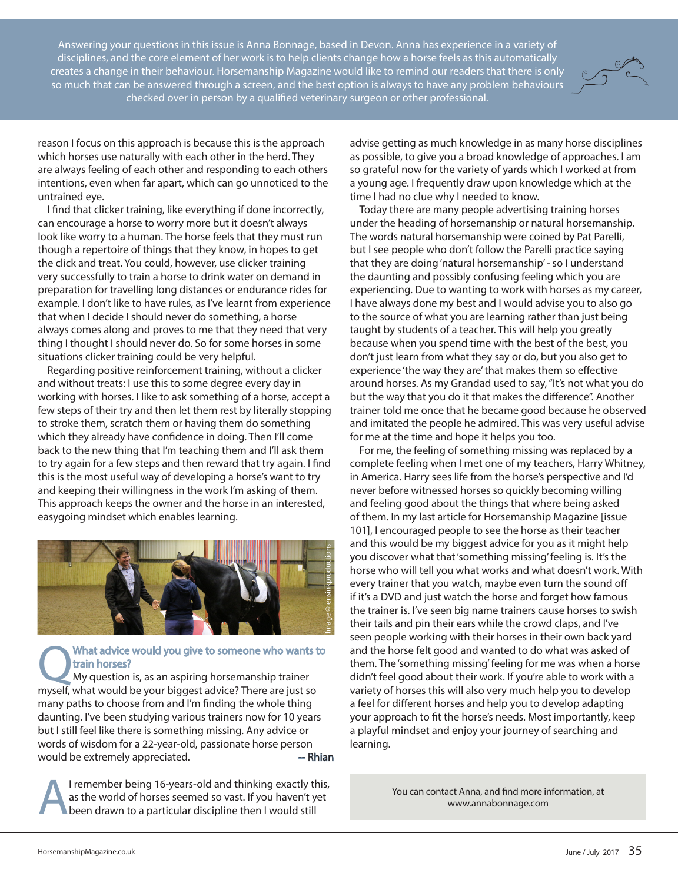Answering your questions in this issue is Anna Bonnage, based in Devon. Anna has experience in a variety of disciplines, and the core element of her work is to help clients change how a horse feels as this automatically creates a change in their behaviour. Horsemanship Magazine would like to remind our readers that there is only so much that can be answered through a screen, and the best option is always to have any problem behaviours checked over in person by a qualified veterinary surgeon or other professional.

reason I focus on this approach is because this is the approach which horses use naturally with each other in the herd. They are always feeling of each other and responding to each others intentions, even when far apart, which can go unnoticed to the untrained eye.

I find that clicker training, like everything if done incorrectly, can encourage a horse to worry more but it doesn't always look like worry to a human. The horse feels that they must run though a repertoire of things that they know, in hopes to get the click and treat. You could, however, use clicker training very successfully to train a horse to drink water on demand in preparation for travelling long distances or endurance rides for example. I don't like to have rules, as I've learnt from experience that when I decide I should never do something, a horse always comes along and proves to me that they need that very thing I thought I should never do. So for some horses in some situations clicker training could be very helpful.

Regarding positive reinforcement training, without a clicker and without treats: I use this to some degree every day in working with horses. I like to ask something of a horse, accept a few steps of their try and then let them rest by literally stopping to stroke them, scratch them or having them do something which they already have confidence in doing. Then I'll come back to the new thing that I'm teaching them and I'll ask them to try again for a few steps and then reward that try again. I find this is the most useful way of developing a horse's want to try and keeping their willingness in the work I'm asking of them. This approach keeps the owner and the horse in an interested, easygoing mindset which enables learning.

Image © ensinkproductions

## Q What advice would you give to someone who wants to train horses?

My question is, as an aspiring horsemanship trainer myself, what would be your biggest advice? There are just so many paths to choose from and I'm finding the whole thing daunting. I've been studying various trainers now for 10 years but I still feel like there is something missing. Any advice or words of wisdom for a 22-year-old, passionate horse person would be extremely appreciated. – **Rhian**

**A** I remember being 16-years-old and thinking exactly this, as the world of horses seemed so vast. If you haven't yet been drawn to a particular discipline then I would still advise getting as much knowledge in as many horse disciplines as possible, to give you a broad knowledge of approaches. I am so grateful now for the variety of yards which I worked at from a young age. I frequently draw upon knowledge which at the time I had no clue why I needed to know.

Today there are many people advertising training horses under the heading of horsemanship or natural horsemanship. The words natural horsemanship were coined by Pat Parelli, but I see people who don't follow the Parelli practice saying that they are doing 'natural horsemanship' - so I understand the daunting and possibly confusing feeling which you are experiencing. Due to wanting to work with horses as my career, I have always done my best and I would advise you to also go to the source of what you are learning rather than just being taught by students of a teacher. This will help you greatly because when you spend time with the best of the best, you don't just learn from what they say or do, but you also get to experience 'the way they are' that makes them so effective around horses. As my Grandad used to say, "It's not what you do but the way that you do it that makes the difference". Another trainer told me once that he became good because he observed and imitated the people he admired. This was very useful advise for me at the time and hope it helps you too.

For me, the feeling of something missing was replaced by a complete feeling when I met one of my teachers, Harry Whitney, in America. Harry sees life from the horse's perspective and I'd never before witnessed horses so quickly becoming willing and feeling good about the things that where being asked of them. In my last article for Horsemanship Magazine [issue 101], I encouraged people to see the horse as their teacher and this would be my biggest advice for you as it might help you discover what that 'something missing' feeling is. It's the horse who will tell you what works and what doesn't work. With every trainer that you watch, maybe even turn the sound off if it's a DVD and just watch the horse and forget how famous the trainer is. I've seen big name trainers cause horses to swish their tails and pin their ears while the crowd claps, and I've seen people working with their horses in their own back yard and the horse felt good and wanted to do what was asked of them. The 'something missing' feeling for me was when a horse didn't feel good about their work. If you're able to work with a variety of horses this will also very much help you to develop a feel for different horses and help you to develop adapting your approach to fit the horse's needs. Most importantly, keep a playful mindset and enjoy your journey of searching and learning.

You can contact Anna, and find more information, at www.annabonnage.com